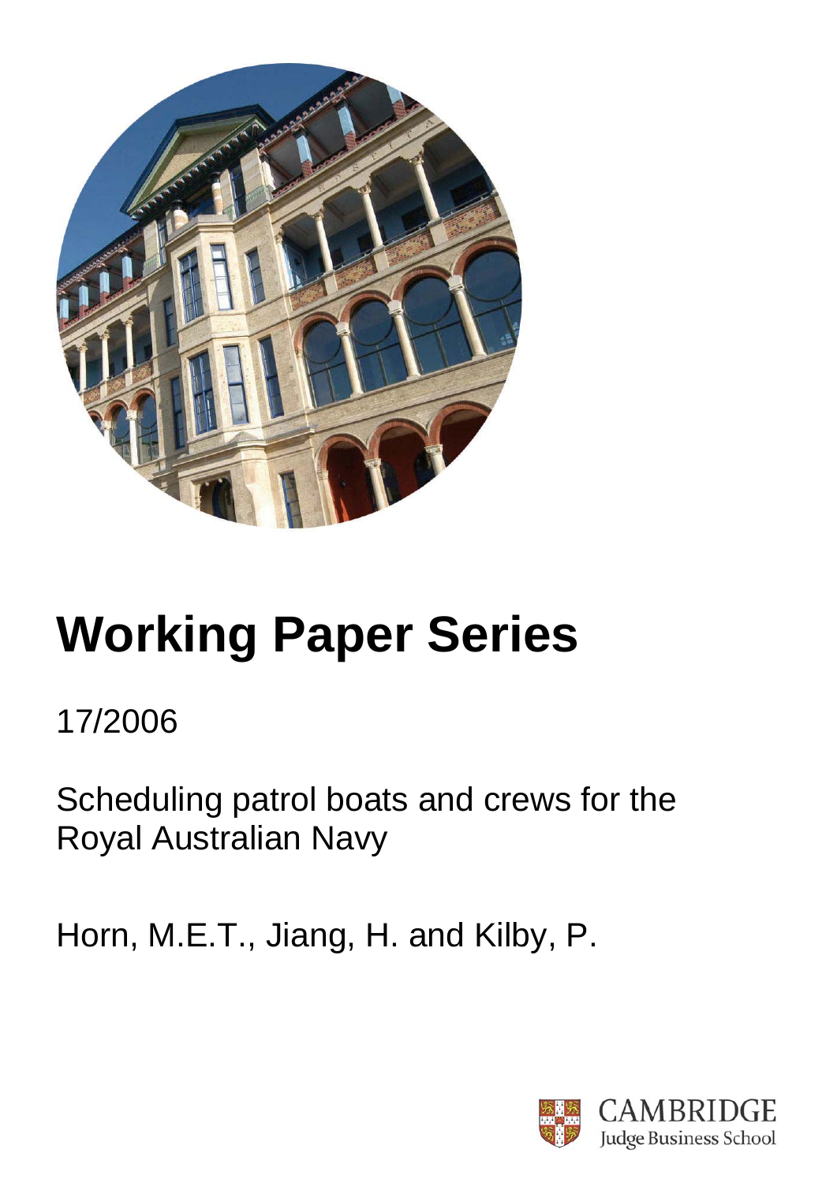# Working Paper Series

17/2006

Scheduling patrol boats and crews for the Royal Australian Navy

Horn, M.E.T., Jiang, H. and Kilby, P.

CAMBRIDGE
Judge Business School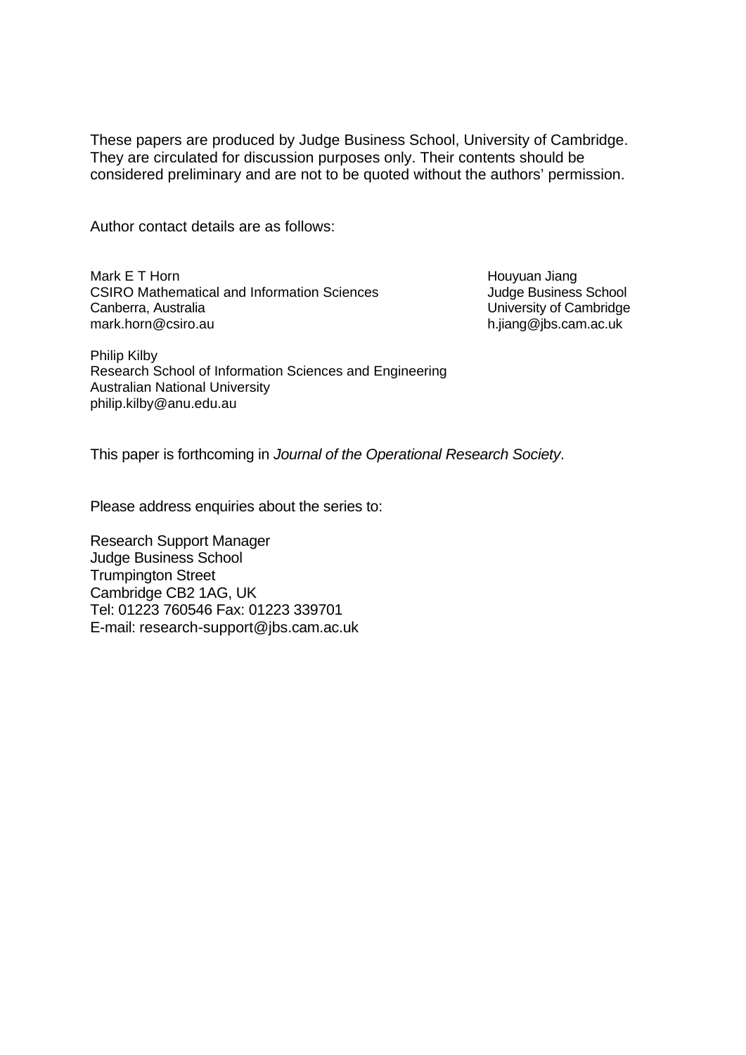These papers are produced by Judge Business School, University of Cambridge. They are circulated for discussion purposes only. Their contents should be considered preliminary and are not to be quoted without the authors' permission.

Author contact details are as follows:

Mark E T Horn  
CSIRO Mathematical and Information Sciences  
Canberra, Australia  
mark.horn@csiro.au

Houyuan Jiang  
Judge Business School  
University of Cambridge  
h.jiang@jbs.cam.ac.uk

Philip Kilby  
Research School of Information Sciences and Engineering  
Australian National University  
philip.kilby@anu.edu.au

This paper is forthcoming in *Journal of the Operational Research Society*.

Please address enquiries about the series to:

Research Support Manager  
Judge Business School  
Trumpington Street  
Cambridge CB2 1AG, UK  
Tel: 01223 760546 Fax: 01223 339701  
E-mail: research-support@jbs.cam.ac.uk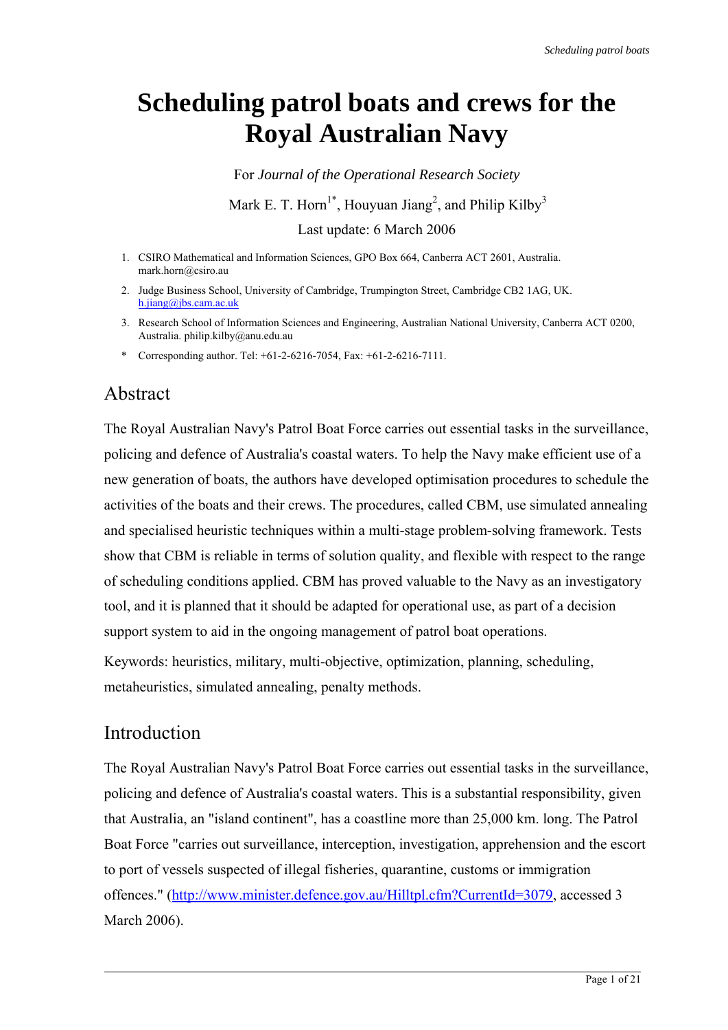# Scheduling patrol boats and crews for the Royal Australian Navy

For *Journal of the Operational Research Society*

Mark E. T. Horn[1*], Houyuan Jiang[2], and Philip Kilby[3]

Last update: 6 March 2006

1. CSIRO Mathematical and Information Sciences, GPO Box 664, Canberra ACT 2601, Australia. mark.horn@csiro.au
2. Judge Business School, University of Cambridge, Trumpington Street, Cambridge CB2 1AG, UK. h.jiang@jbs.cam.ac.uk
3. Research School of Information Sciences and Engineering, Australian National University, Canberra ACT 0200, Australia. philip.kilby@anu.edu.au

\* Corresponding author. Tel: +61-2-6216-7054, Fax: +61-2-6216-7111.

## Abstract

The Royal Australian Navy's Patrol Boat Force carries out essential tasks in the surveillance, policing and defence of Australia's coastal waters. To help the Navy make efficient use of a new generation of boats, the authors have developed optimisation procedures to schedule the activities of the boats and their crews. The procedures, called CBM, use simulated annealing and specialised heuristic techniques within a multi-stage problem-solving framework. Tests show that CBM is reliable in terms of solution quality, and flexible with respect to the range of scheduling conditions applied. CBM has proved valuable to the Navy as an investigatory tool, and it is planned that it should be adapted for operational use, as part of a decision support system to aid in the ongoing management of patrol boat operations.

Keywords: heuristics, military, multi-objective, optimization, planning, scheduling, metaheuristics, simulated annealing, penalty methods.

## Introduction

The Royal Australian Navy's Patrol Boat Force carries out essential tasks in the surveillance, policing and defence of Australia's coastal waters. This is a substantial responsibility, given that Australia, an "island continent", has a coastline more than 25,000 km. long. The Patrol Boat Force "carries out surveillance, interception, investigation, apprehension and the escort to port of vessels suspected of illegal fisheries, quarantine, customs or immigration offences." (http://www.minister.defence.gov.au/Hilltpl.cfm?CurrentId=3079, accessed 3 March 2006).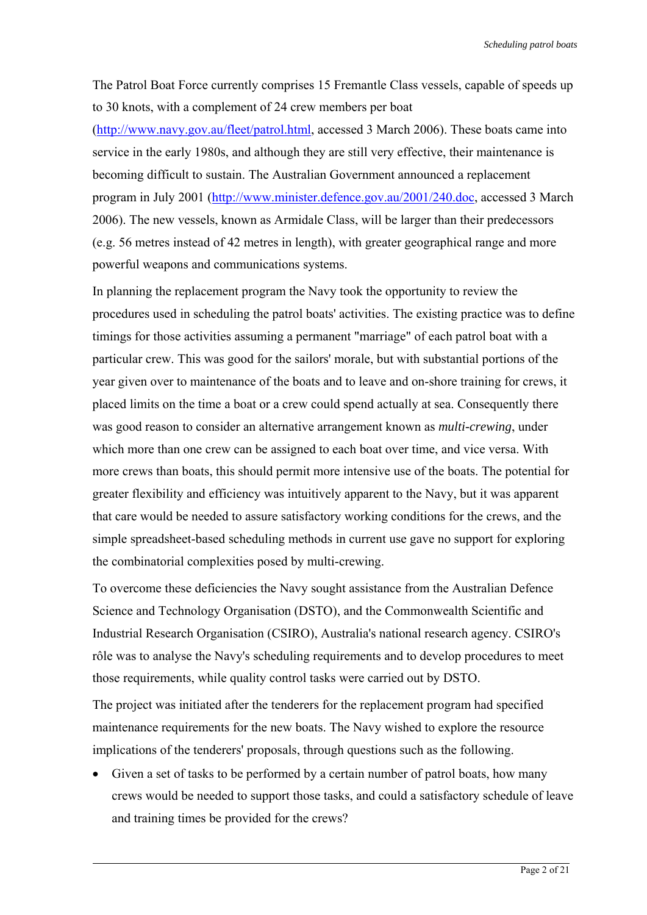The Patrol Boat Force currently comprises 15 Fremantle Class vessels, capable of speeds up to 30 knots, with a complement of 24 crew members per boat (http://www.navy.gov.au/fleet/patrol.html, accessed 3 March 2006). These boats came into service in the early 1980s, and although they are still very effective, their maintenance is becoming difficult to sustain. The Australian Government announced a replacement program in July 2001 (http://www.minister.defence.gov.au/2001/240.doc, accessed 3 March 2006). The new vessels, known as Armidale Class, will be larger than their predecessors (e.g. 56 metres instead of 42 metres in length), with greater geographical range and more powerful weapons and communications systems.

In planning the replacement program the Navy took the opportunity to review the procedures used in scheduling the patrol boats' activities. The existing practice was to define timings for those activities assuming a permanent "marriage" of each patrol boat with a particular crew. This was good for the sailors' morale, but with substantial portions of the year given over to maintenance of the boats and to leave and on-shore training for crews, it placed limits on the time a boat or a crew could spend actually at sea. Consequently there was good reason to consider an alternative arrangement known as *multi-crewing*, under which more than one crew can be assigned to each boat over time, and vice versa. With more crews than boats, this should permit more intensive use of the boats. The potential for greater flexibility and efficiency was intuitively apparent to the Navy, but it was apparent that care would be needed to assure satisfactory working conditions for the crews, and the simple spreadsheet-based scheduling methods in current use gave no support for exploring the combinatorial complexities posed by multi-crewing.

To overcome these deficiencies the Navy sought assistance from the Australian Defence Science and Technology Organisation (DSTO), and the Commonwealth Scientific and Industrial Research Organisation (CSIRO), Australia's national research agency. CSIRO's rôle was to analyse the Navy's scheduling requirements and to develop procedures to meet those requirements, while quality control tasks were carried out by DSTO.

The project was initiated after the tenderers for the replacement program had specified maintenance requirements for the new boats. The Navy wished to explore the resource implications of the tenderers' proposals, through questions such as the following.

- Given a set of tasks to be performed by a certain number of patrol boats, how many crews would be needed to support those tasks, and could a satisfactory schedule of leave and training times be provided for the crews?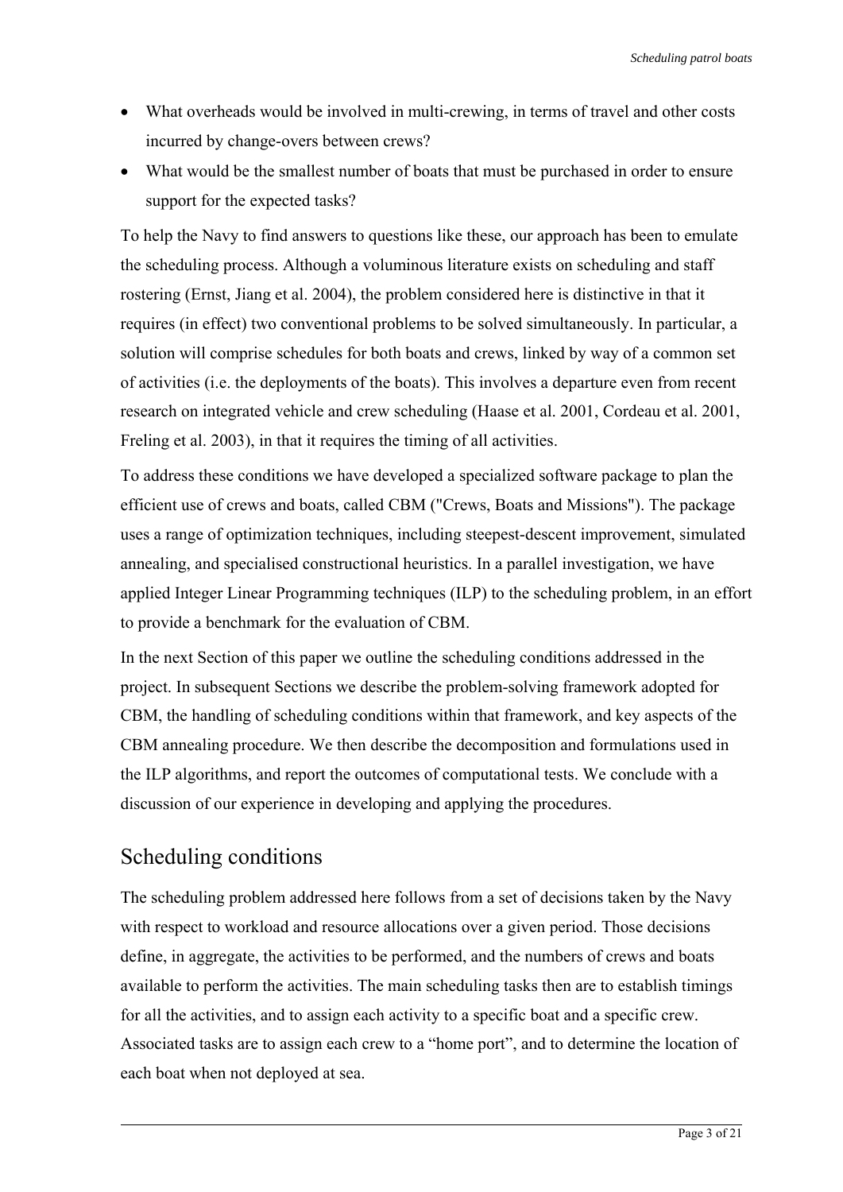- What overheads would be involved in multi-crewing, in terms of travel and other costs incurred by change-overs between crews?
- What would be the smallest number of boats that must be purchased in order to ensure support for the expected tasks?

To help the Navy to find answers to questions like these, our approach has been to emulate the scheduling process. Although a voluminous literature exists on scheduling and staff rostering (Ernst, Jiang et al. 2004), the problem considered here is distinctive in that it requires (in effect) two conventional problems to be solved simultaneously. In particular, a solution will comprise schedules for both boats and crews, linked by way of a common set of activities (i.e. the deployments of the boats). This involves a departure even from recent research on integrated vehicle and crew scheduling (Haase et al. 2001, Cordeau et al. 2001, Freling et al. 2003), in that it requires the timing of all activities.

To address these conditions we have developed a specialized software package to plan the efficient use of crews and boats, called CBM ("Crews, Boats and Missions"). The package uses a range of optimization techniques, including steepest-descent improvement, simulated annealing, and specialised constructional heuristics. In a parallel investigation, we have applied Integer Linear Programming techniques (ILP) to the scheduling problem, in an effort to provide a benchmark for the evaluation of CBM.

In the next Section of this paper we outline the scheduling conditions addressed in the project. In subsequent Sections we describe the problem-solving framework adopted for CBM, the handling of scheduling conditions within that framework, and key aspects of the CBM annealing procedure. We then describe the decomposition and formulations used in the ILP algorithms, and report the outcomes of computational tests. We conclude with a discussion of our experience in developing and applying the procedures.

## Scheduling conditions

The scheduling problem addressed here follows from a set of decisions taken by the Navy with respect to workload and resource allocations over a given period. Those decisions define, in aggregate, the activities to be performed, and the numbers of crews and boats available to perform the activities. The main scheduling tasks then are to establish timings for all the activities, and to assign each activity to a specific boat and a specific crew. Associated tasks are to assign each crew to a "home port", and to determine the location of each boat when not deployed at sea.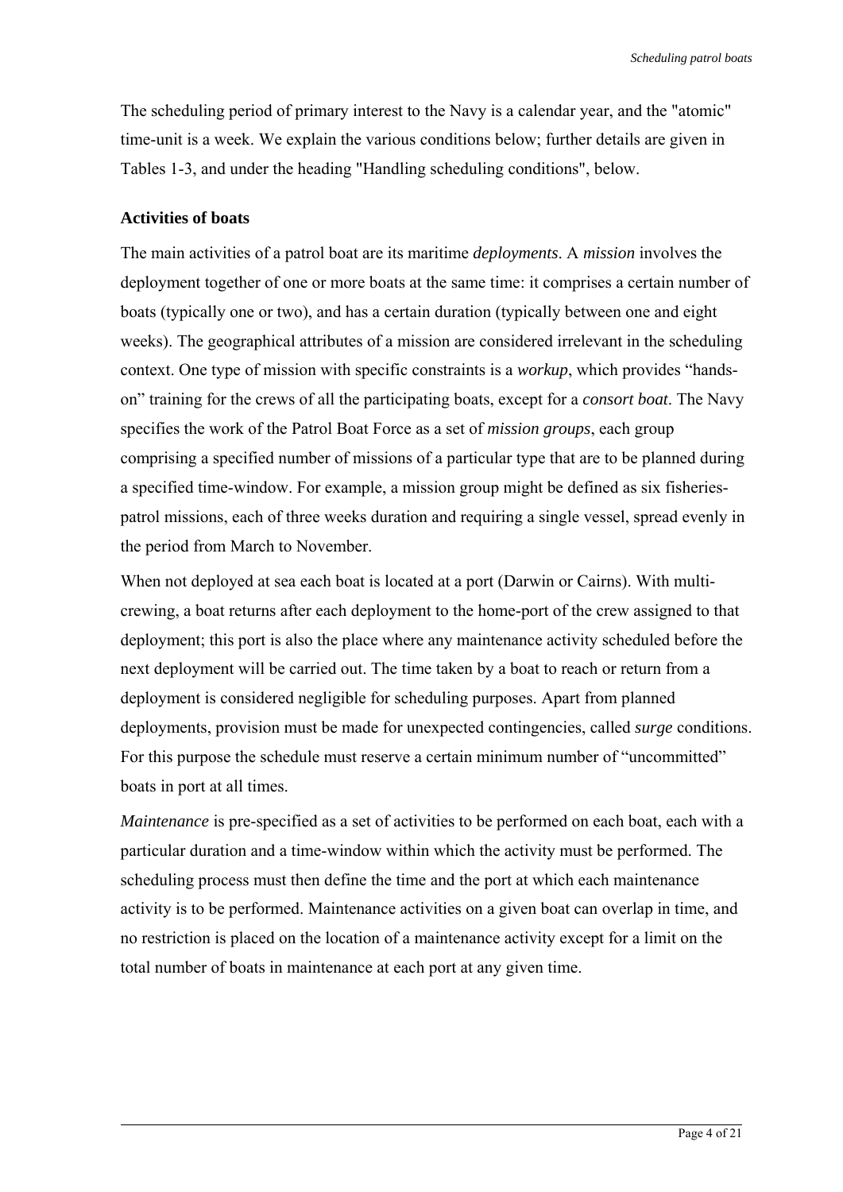The scheduling period of primary interest to the Navy is a calendar year, and the "atomic" time-unit is a week. We explain the various conditions below; further details are given in Tables 1-3, and under the heading "Handling scheduling conditions", below.

### Activities of boats

The main activities of a patrol boat are its maritime *deployments*. A *mission* involves the deployment together of one or more boats at the same time: it comprises a certain number of boats (typically one or two), and has a certain duration (typically between one and eight weeks). The geographical attributes of a mission are considered irrelevant in the scheduling context. One type of mission with specific constraints is a *workup*, which provides "hands-on" training for the crews of all the participating boats, except for a *consort boat*. The Navy specifies the work of the Patrol Boat Force as a set of *mission groups*, each group comprising a specified number of missions of a particular type that are to be planned during a specified time-window. For example, a mission group might be defined as six fisheries-patrol missions, each of three weeks duration and requiring a single vessel, spread evenly in the period from March to November.

When not deployed at sea each boat is located at a port (Darwin or Cairns). With multi-crewing, a boat returns after each deployment to the home-port of the crew assigned to that deployment; this port is also the place where any maintenance activity scheduled before the next deployment will be carried out. The time taken by a boat to reach or return from a deployment is considered negligible for scheduling purposes. Apart from planned deployments, provision must be made for unexpected contingencies, called *surge* conditions. For this purpose the schedule must reserve a certain minimum number of "uncommitted" boats in port at all times.

*Maintenance* is pre-specified as a set of activities to be performed on each boat, each with a particular duration and a time-window within which the activity must be performed. The scheduling process must then define the time and the port at which each maintenance activity is to be performed. Maintenance activities on a given boat can overlap in time, and no restriction is placed on the location of a maintenance activity except for a limit on the total number of boats in maintenance at each port at any given time.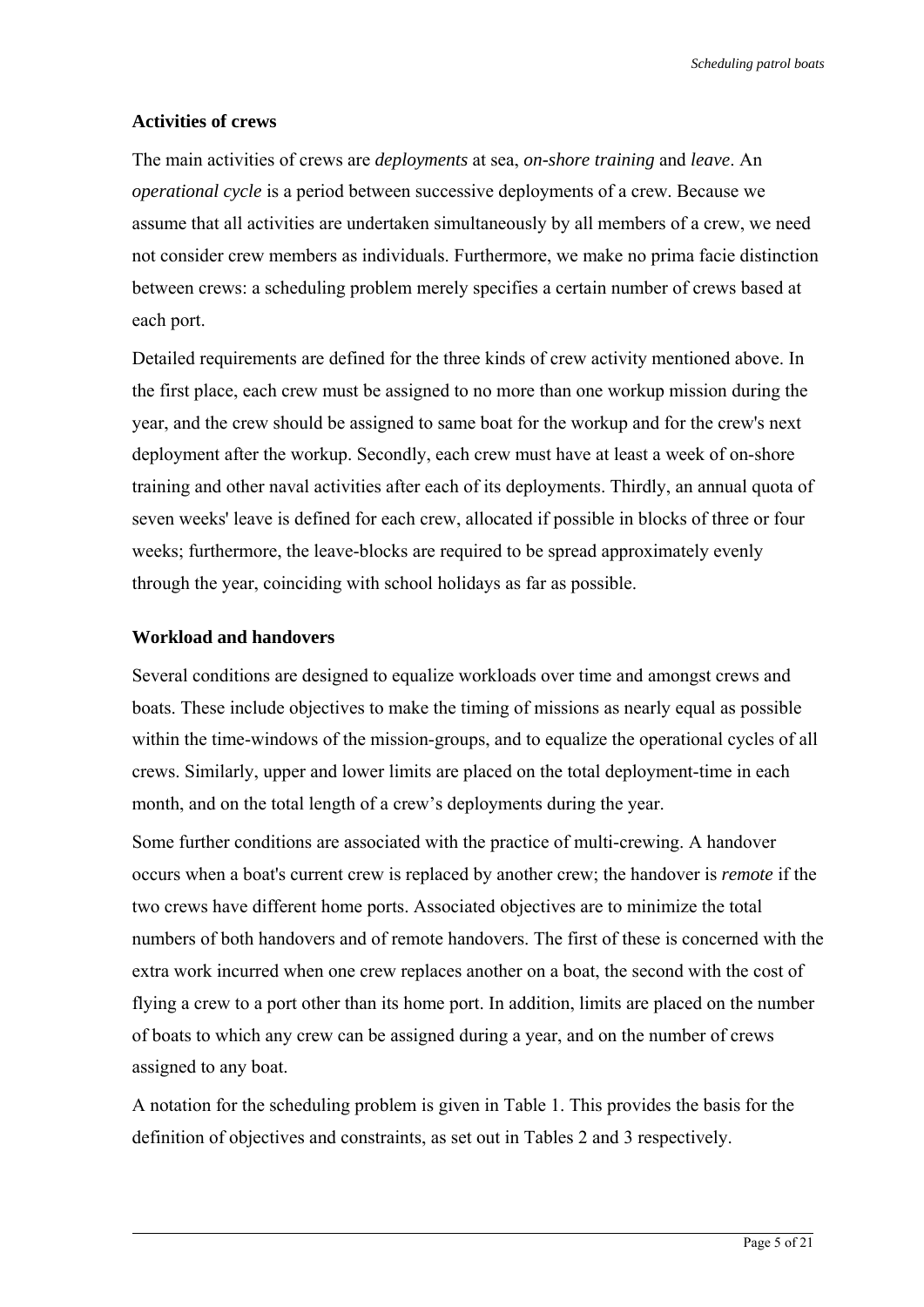### Activities of crews

The main activities of crews are *deployments* at sea, *on-shore training* and *leave*. An *operational cycle* is a period between successive deployments of a crew. Because we assume that all activities are undertaken simultaneously by all members of a crew, we need not consider crew members as individuals. Furthermore, we make no prima facie distinction between crews: a scheduling problem merely specifies a certain number of crews based at each port.

Detailed requirements are defined for the three kinds of crew activity mentioned above. In the first place, each crew must be assigned to no more than one workup mission during the year, and the crew should be assigned to same boat for the workup and for the crew's next deployment after the workup. Secondly, each crew must have at least a week of on-shore training and other naval activities after each of its deployments. Thirdly, an annual quota of seven weeks' leave is defined for each crew, allocated if possible in blocks of three or four weeks; furthermore, the leave-blocks are required to be spread approximately evenly through the year, coinciding with school holidays as far as possible.

### Workload and handovers

Several conditions are designed to equalize workloads over time and amongst crews and boats. These include objectives to make the timing of missions as nearly equal as possible within the time-windows of the mission-groups, and to equalize the operational cycles of all crews. Similarly, upper and lower limits are placed on the total deployment-time in each month, and on the total length of a crew's deployments during the year.

Some further conditions are associated with the practice of multi-crewing. A handover occurs when a boat's current crew is replaced by another crew; the handover is *remote* if the two crews have different home ports. Associated objectives are to minimize the total numbers of both handovers and of remote handovers. The first of these is concerned with the extra work incurred when one crew replaces another on a boat, the second with the cost of flying a crew to a port other than its home port. In addition, limits are placed on the number of boats to which any crew can be assigned during a year, and on the number of crews assigned to any boat.

A notation for the scheduling problem is given in Table 1. This provides the basis for the definition of objectives and constraints, as set out in Tables 2 and 3 respectively.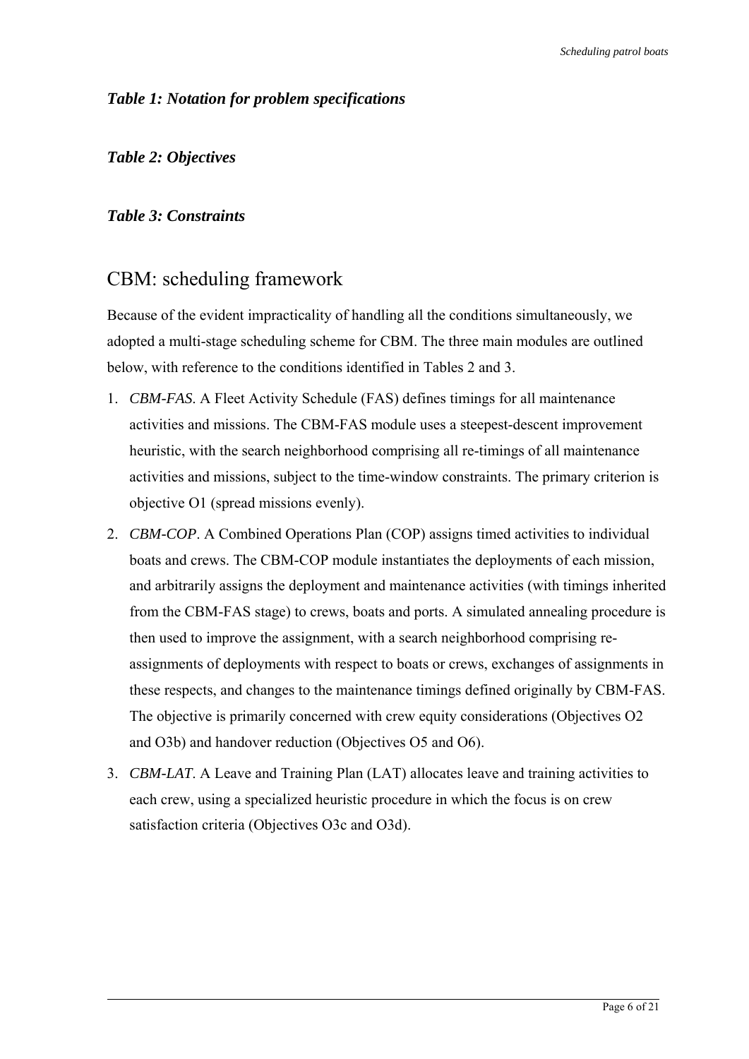***Table 1: Notation for problem specifications***

***Table 2: Objectives***

***Table 3: Constraints***

## CBM: scheduling framework

Because of the evident impracticality of handling all the conditions simultaneously, we adopted a multi-stage scheduling scheme for CBM. The three main modules are outlined below, with reference to the conditions identified in Tables 2 and 3.

1. *CBM-FAS*. A Fleet Activity Schedule (FAS) defines timings for all maintenance activities and missions. The CBM-FAS module uses a steepest-descent improvement heuristic, with the search neighborhood comprising all re-timings of all maintenance activities and missions, subject to the time-window constraints. The primary criterion is objective O1 (spread missions evenly).
2. *CBM-COP*. A Combined Operations Plan (COP) assigns timed activities to individual boats and crews. The CBM-COP module instantiates the deployments of each mission, and arbitrarily assigns the deployment and maintenance activities (with timings inherited from the CBM-FAS stage) to crews, boats and ports. A simulated annealing procedure is then used to improve the assignment, with a search neighborhood comprising re-assignments of deployments with respect to boats or crews, exchanges of assignments in these respects, and changes to the maintenance timings defined originally by CBM-FAS. The objective is primarily concerned with crew equity considerations (Objectives O2 and O3b) and handover reduction (Objectives O5 and O6).
3. *CBM-LAT*. A Leave and Training Plan (LAT) allocates leave and training activities to each crew, using a specialized heuristic procedure in which the focus is on crew satisfaction criteria (Objectives O3c and O3d).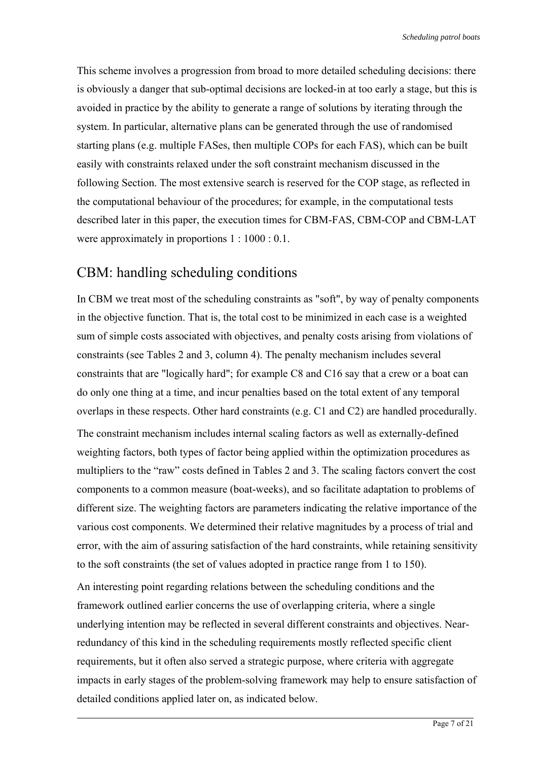This scheme involves a progression from broad to more detailed scheduling decisions: there is obviously a danger that sub-optimal decisions are locked-in at too early a stage, but this is avoided in practice by the ability to generate a range of solutions by iterating through the system. In particular, alternative plans can be generated through the use of randomised starting plans (e.g. multiple FASes, then multiple COPs for each FAS), which can be built easily with constraints relaxed under the soft constraint mechanism discussed in the following Section. The most extensive search is reserved for the COP stage, as reflected in the computational behaviour of the procedures; for example, in the computational tests described later in this paper, the execution times for CBM-FAS, CBM-COP and CBM-LAT were approximately in proportions 1 : 1000 : 0.1.

## CBM: handling scheduling conditions

In CBM we treat most of the scheduling constraints as "soft", by way of penalty components in the objective function. That is, the total cost to be minimized in each case is a weighted sum of simple costs associated with objectives, and penalty costs arising from violations of constraints (see Tables 2 and 3, column 4). The penalty mechanism includes several constraints that are "logically hard"; for example C8 and C16 say that a crew or a boat can do only one thing at a time, and incur penalties based on the total extent of any temporal overlaps in these respects. Other hard constraints (e.g. C1 and C2) are handled procedurally.

The constraint mechanism includes internal scaling factors as well as externally-defined weighting factors, both types of factor being applied within the optimization procedures as multipliers to the "raw" costs defined in Tables 2 and 3. The scaling factors convert the cost components to a common measure (boat-weeks), and so facilitate adaptation to problems of different size. The weighting factors are parameters indicating the relative importance of the various cost components. We determined their relative magnitudes by a process of trial and error, with the aim of assuring satisfaction of the hard constraints, while retaining sensitivity to the soft constraints (the set of values adopted in practice range from 1 to 150).

An interesting point regarding relations between the scheduling conditions and the framework outlined earlier concerns the use of overlapping criteria, where a single underlying intention may be reflected in several different constraints and objectives. Near-redundancy of this kind in the scheduling requirements mostly reflected specific client requirements, but it often also served a strategic purpose, where criteria with aggregate impacts in early stages of the problem-solving framework may help to ensure satisfaction of detailed conditions applied later on, as indicated below.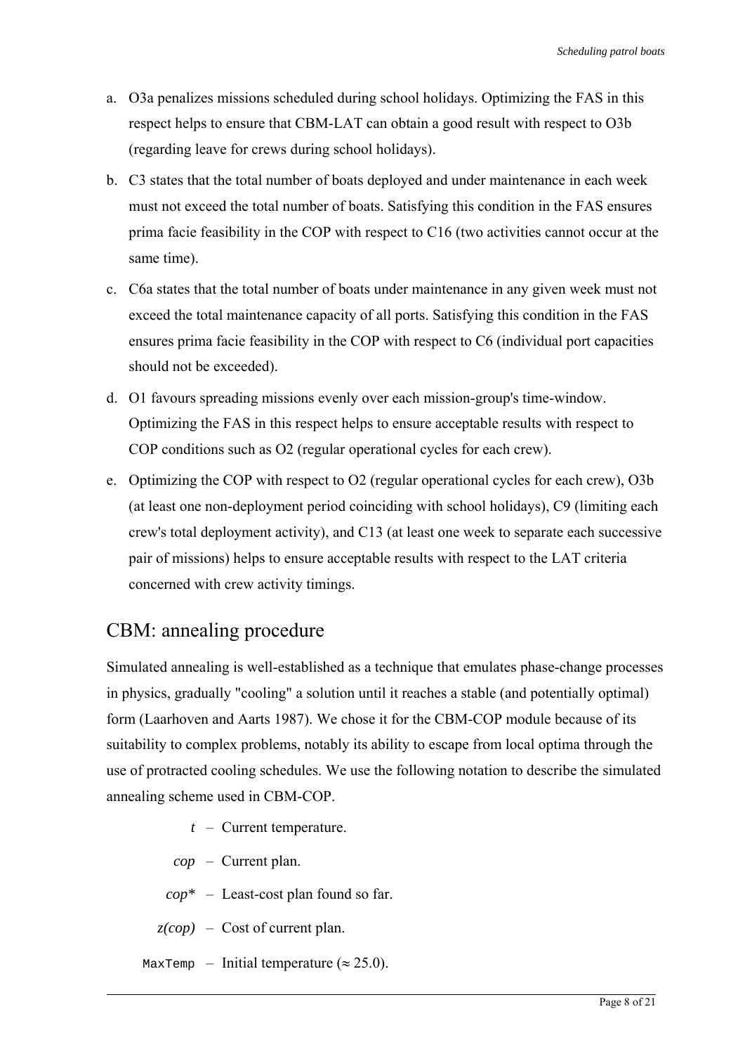a. O3a penalizes missions scheduled during school holidays. Optimizing the FAS in this respect helps to ensure that CBM-LAT can obtain a good result with respect to O3b (regarding leave for crews during school holidays).

b. C3 states that the total number of boats deployed and under maintenance in each week must not exceed the total number of boats. Satisfying this condition in the FAS ensures prima facie feasibility in the COP with respect to C16 (two activities cannot occur at the same time).

c. C6a states that the total number of boats under maintenance in any given week must not exceed the total maintenance capacity of all ports. Satisfying this condition in the FAS ensures prima facie feasibility in the COP with respect to C6 (individual port capacities should not be exceeded).

d. O1 favours spreading missions evenly over each mission-group's time-window. Optimizing the FAS in this respect helps to ensure acceptable results with respect to COP conditions such as O2 (regular operational cycles for each crew).

e. Optimizing the COP with respect to O2 (regular operational cycles for each crew), O3b (at least one non-deployment period coinciding with school holidays), C9 (limiting each crew's total deployment activity), and C13 (at least one week to separate each successive pair of missions) helps to ensure acceptable results with respect to the LAT criteria concerned with crew activity timings.

## CBM: annealing procedure

Simulated annealing is well-established as a technique that emulates phase-change processes in physics, gradually "cooling" a solution until it reaches a stable (and potentially optimal) form (Laarhoven and Aarts 1987). We chose it for the CBM-COP module because of its suitability to complex problems, notably its ability to escape from local optima through the use of protracted cooling schedules. We use the following notation to describe the simulated annealing scheme used in CBM-COP.

$t$ – Current temperature.

$cop$ – Current plan.

$cop^*$ – Least-cost plan found so far.

$z(cop)$ – Cost of current plan.

`MaxTemp` – Initial temperature ($\approx 25.0$).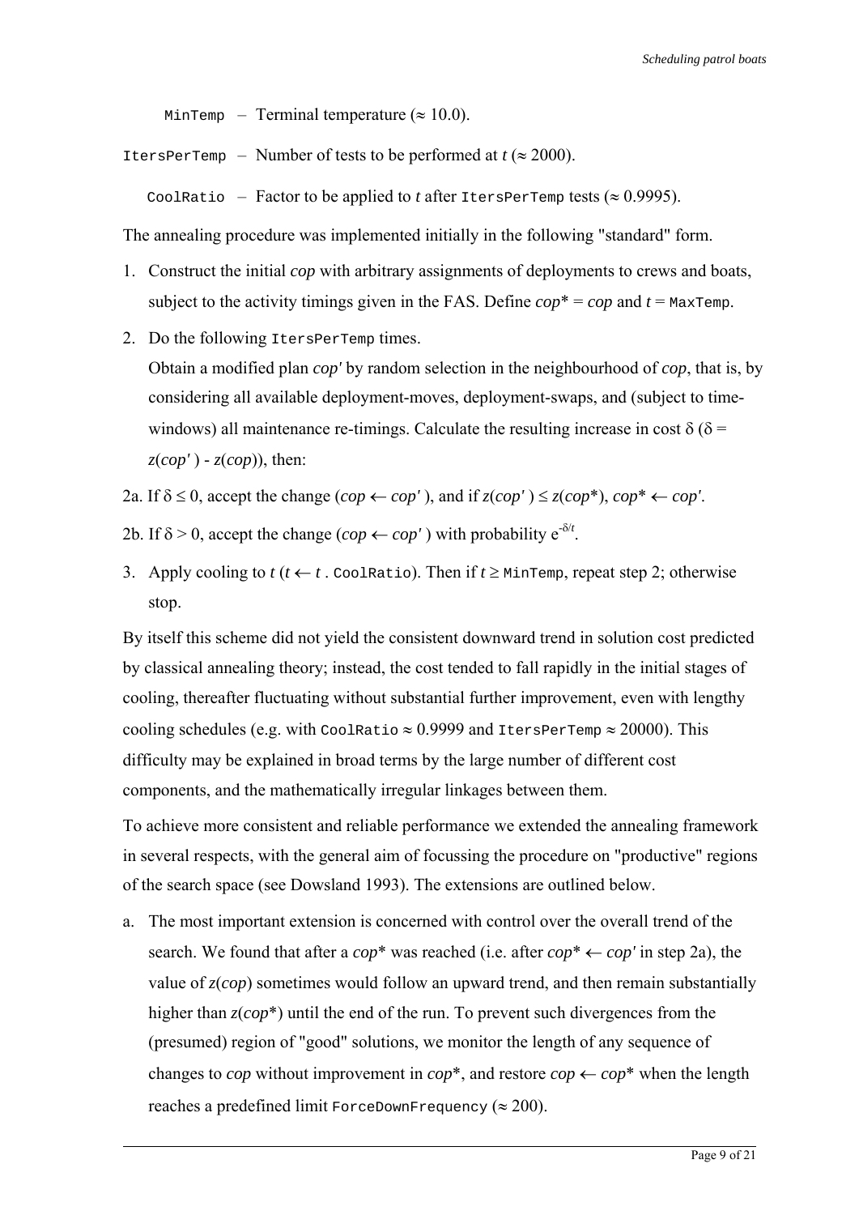`MinTemp` – Terminal temperature (≈ 10.0).

`ItersPerTemp` – Number of tests to be performed at $t$ (≈ 2000).

`CoolRatio` – Factor to be applied to $t$ after `ItersPerTemp` tests (≈ 0.9995).

The annealing procedure was implemented initially in the following "standard" form.

1. Construct the initial *cop* with arbitrary assignments of deployments to crews and boats, subject to the activity timings given in the FAS. Define $cop^* = cop$ and $t =$ `MaxTemp`.
2. Do the following `ItersPerTemp` times.
   Obtain a modified plan *cop'* by random selection in the neighbourhood of *cop*, that is, by considering all available deployment-moves, deployment-swaps, and (subject to time-windows) all maintenance re-timings. Calculate the resulting increase in cost $\delta$ ($\delta = z(cop') - z(cop)$), then:

2a. If $\delta \leq 0$, accept the change ($cop \leftarrow cop'$), and if $z(cop') \leq z(cop^*)$, $cop^* \leftarrow cop'$.

2b. If $\delta > 0$, accept the change ($cop \leftarrow cop'$) with probability $e^{-\delta/t}$.

3. Apply cooling to $t$ ($t \leftarrow t$ . `CoolRatio`). Then if $t \geq$ `MinTemp`, repeat step 2; otherwise stop.

By itself this scheme did not yield the consistent downward trend in solution cost predicted by classical annealing theory; instead, the cost tended to fall rapidly in the initial stages of cooling, thereafter fluctuating without substantial further improvement, even with lengthy cooling schedules (e.g. with `CoolRatio` ≈ 0.9999 and `ItersPerTemp` ≈ 20000). This difficulty may be explained in broad terms by the large number of different cost components, and the mathematically irregular linkages between them.

To achieve more consistent and reliable performance we extended the annealing framework in several respects, with the general aim of focussing the procedure on "productive" regions of the search space (see Dowsland 1993). The extensions are outlined below.

a. The most important extension is concerned with control over the overall trend of the search. We found that after a *cop*\* was reached (i.e. after $cop^* \leftarrow cop'$ in step 2a), the value of $z(cop)$ sometimes would follow an upward trend, and then remain substantially higher than $z(cop^*)$ until the end of the run. To prevent such divergences from the (presumed) region of "good" solutions, we monitor the length of any sequence of changes to *cop* without improvement in *cop*\*, and restore $cop \leftarrow cop^*$ when the length reaches a predefined limit `ForceDownFrequency` (≈ 200).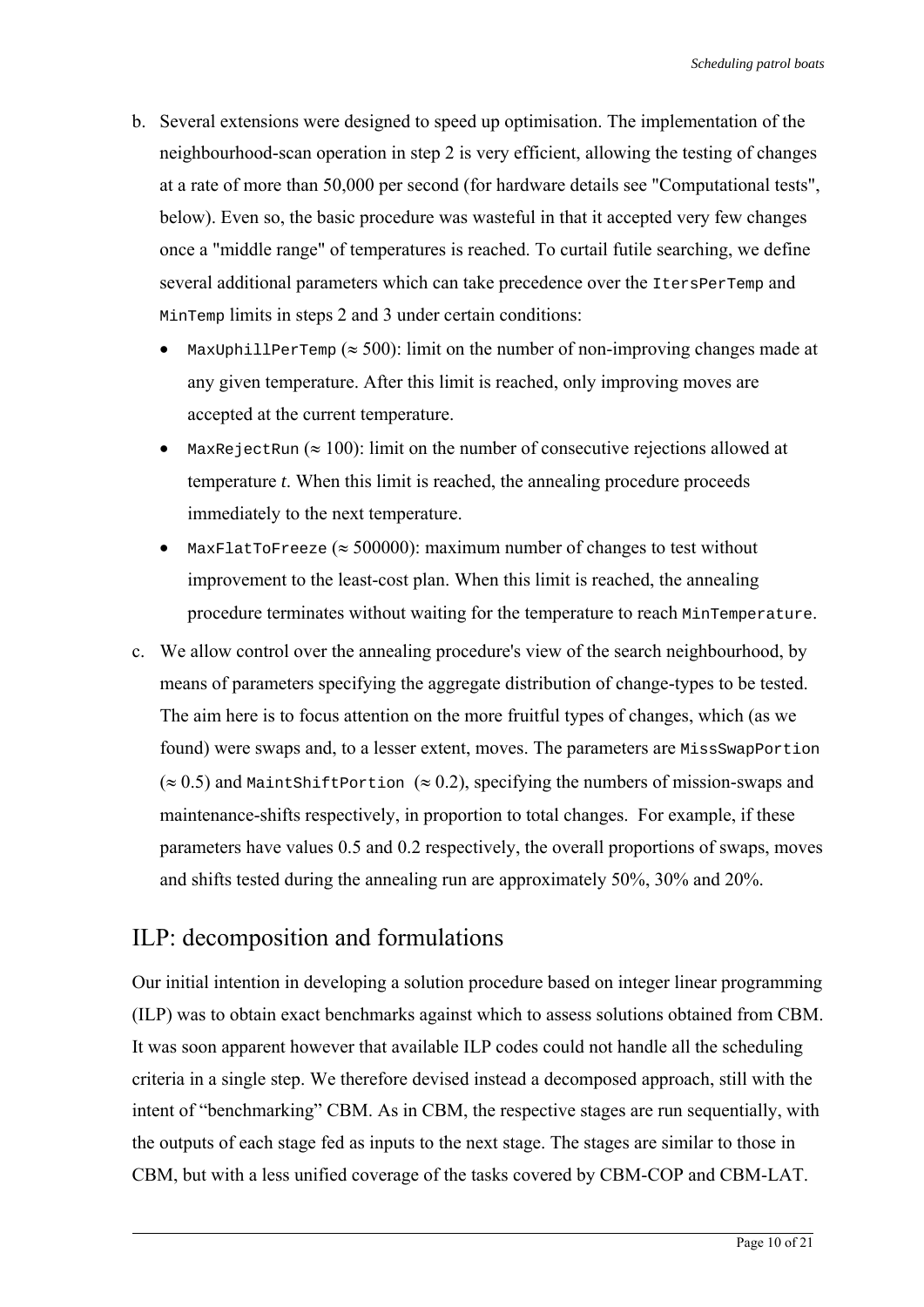b. Several extensions were designed to speed up optimisation. The implementation of the neighbourhood-scan operation in step 2 is very efficient, allowing the testing of changes at a rate of more than 50,000 per second (for hardware details see "Computational tests", below). Even so, the basic procedure was wasteful in that it accepted very few changes once a "middle range" of temperatures is reached. To curtail futile searching, we define several additional parameters which can take precedence over the `ItersPerTemp` and `MinTemp` limits in steps 2 and 3 under certain conditions:

   - `MaxUphillPerTemp` ($\approx 500$): limit on the number of non-improving changes made at any given temperature. After this limit is reached, only improving moves are accepted at the current temperature.
   - `MaxRejectRun` ($\approx 100$): limit on the number of consecutive rejections allowed at temperature $t$. When this limit is reached, the annealing procedure proceeds immediately to the next temperature.
   - `MaxFlatToFreeze` ($\approx 500000$): maximum number of changes to test without improvement to the least-cost plan. When this limit is reached, the annealing procedure terminates without waiting for the temperature to reach `MinTemperature`.

c. We allow control over the annealing procedure's view of the search neighbourhood, by means of parameters specifying the aggregate distribution of change-types to be tested. The aim here is to focus attention on the more fruitful types of changes, which (as we found) were swaps and, to a lesser extent, moves. The parameters are `MissSwapPortion` ($\approx 0.5$) and `MaintShiftPortion` ($\approx 0.2$), specifying the numbers of mission-swaps and maintenance-shifts respectively, in proportion to total changes. For example, if these parameters have values 0.5 and 0.2 respectively, the overall proportions of swaps, moves and shifts tested during the annealing run are approximately 50%, 30% and 20%.

## ILP: decomposition and formulations

Our initial intention in developing a solution procedure based on integer linear programming (ILP) was to obtain exact benchmarks against which to assess solutions obtained from CBM. It was soon apparent however that available ILP codes could not handle all the scheduling criteria in a single step. We therefore devised instead a decomposed approach, still with the intent of "benchmarking" CBM. As in CBM, the respective stages are run sequentially, with the outputs of each stage fed as inputs to the next stage. The stages are similar to those in CBM, but with a less unified coverage of the tasks covered by CBM-COP and CBM-LAT.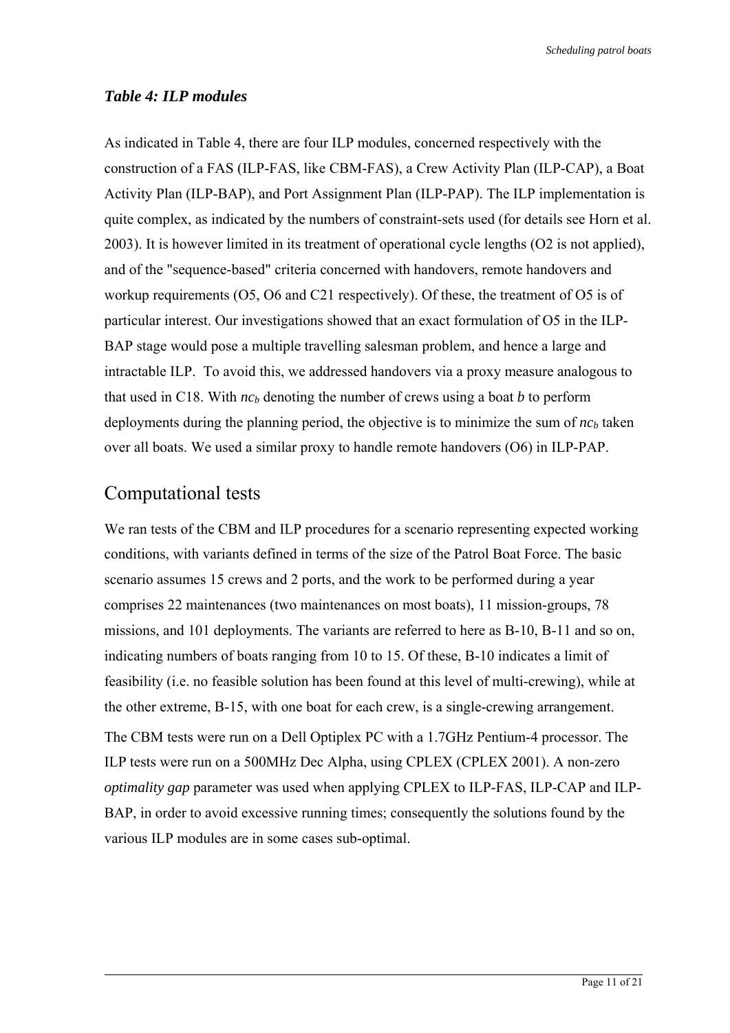*Table 4: ILP modules*

As indicated in Table 4, there are four ILP modules, concerned respectively with the construction of a FAS (ILP-FAS, like CBM-FAS), a Crew Activity Plan (ILP-CAP), a Boat Activity Plan (ILP-BAP), and Port Assignment Plan (ILP-PAP). The ILP implementation is quite complex, as indicated by the numbers of constraint-sets used (for details see Horn et al. 2003). It is however limited in its treatment of operational cycle lengths (O2 is not applied), and of the "sequence-based" criteria concerned with handovers, remote handovers and workup requirements (O5, O6 and C21 respectively). Of these, the treatment of O5 is of particular interest. Our investigations showed that an exact formulation of O5 in the ILP-BAP stage would pose a multiple travelling salesman problem, and hence a large and intractable ILP. To avoid this, we addressed handovers via a proxy measure analogous to that used in C18. With $nc_b$ denoting the number of crews using a boat $b$ to perform deployments during the planning period, the objective is to minimize the sum of $nc_b$ taken over all boats. We used a similar proxy to handle remote handovers (O6) in ILP-PAP.

## Computational tests

We ran tests of the CBM and ILP procedures for a scenario representing expected working conditions, with variants defined in terms of the size of the Patrol Boat Force. The basic scenario assumes 15 crews and 2 ports, and the work to be performed during a year comprises 22 maintenances (two maintenances on most boats), 11 mission-groups, 78 missions, and 101 deployments. The variants are referred to here as B-10, B-11 and so on, indicating numbers of boats ranging from 10 to 15. Of these, B-10 indicates a limit of feasibility (i.e. no feasible solution has been found at this level of multi-crewing), while at the other extreme, B-15, with one boat for each crew, is a single-crewing arrangement.

The CBM tests were run on a Dell Optiplex PC with a 1.7GHz Pentium-4 processor. The ILP tests were run on a 500MHz Dec Alpha, using CPLEX (CPLEX 2001). A non-zero *optimality gap* parameter was used when applying CPLEX to ILP-FAS, ILP-CAP and ILP-BAP, in order to avoid excessive running times; consequently the solutions found by the various ILP modules are in some cases sub-optimal.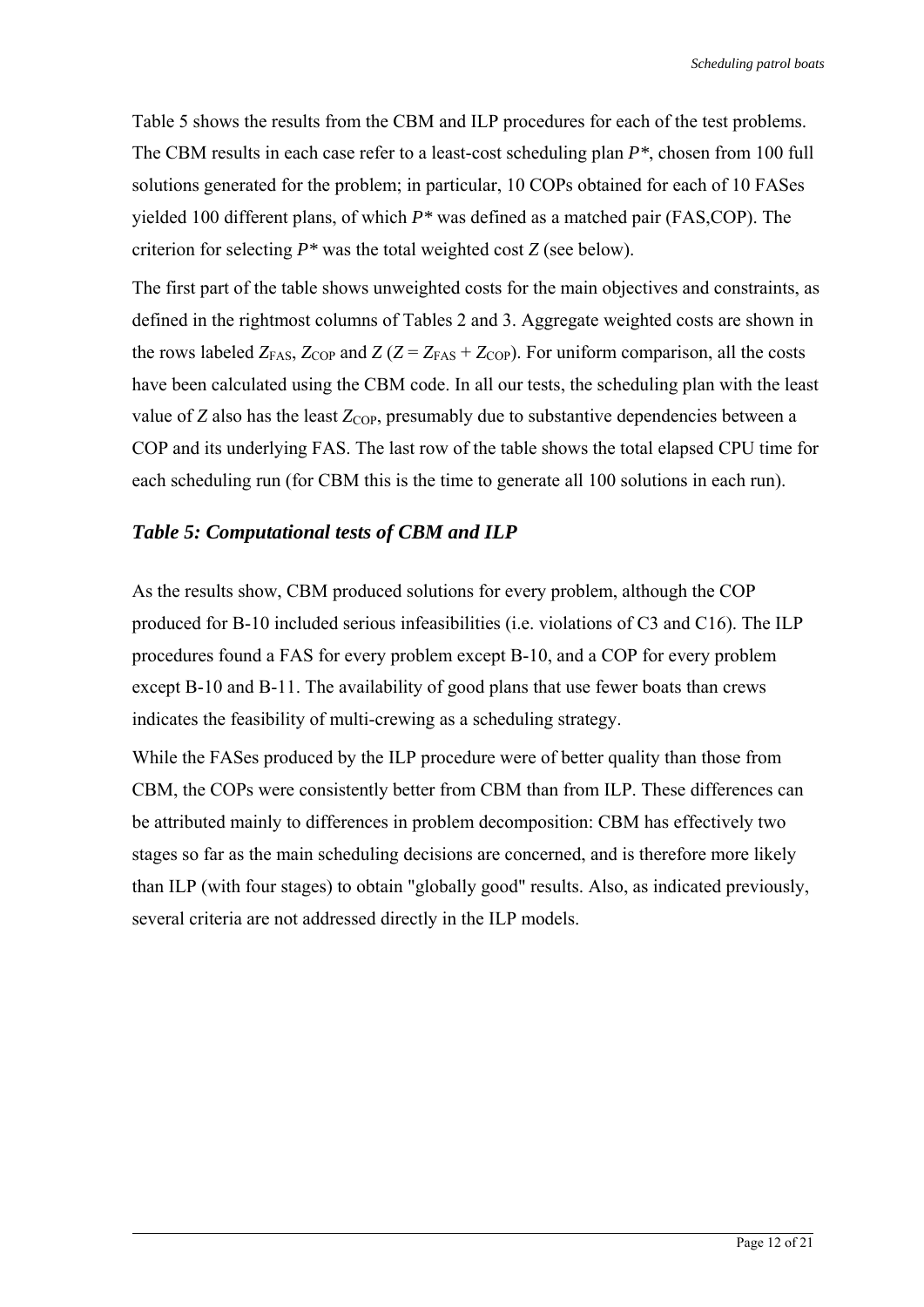Table 5 shows the results from the CBM and ILP procedures for each of the test problems. The CBM results in each case refer to a least-cost scheduling plan $P^*$, chosen from 100 full solutions generated for the problem; in particular, 10 COPs obtained for each of 10 FASes yielded 100 different plans, of which $P^*$ was defined as a matched pair (FAS,COP). The criterion for selecting $P^*$ was the total weighted cost $Z$ (see below).

The first part of the table shows unweighted costs for the main objectives and constraints, as defined in the rightmost columns of Tables 2 and 3. Aggregate weighted costs are shown in the rows labeled $Z_{FAS}$, $Z_{COP}$ and $Z$ ($Z = Z_{FAS} + Z_{COP}$). For uniform comparison, all the costs have been calculated using the CBM code. In all our tests, the scheduling plan with the least value of $Z$ also has the least $Z_{COP}$, presumably due to substantive dependencies between a COP and its underlying FAS. The last row of the table shows the total elapsed CPU time for each scheduling run (for CBM this is the time to generate all 100 solutions in each run).

### *Table 5: Computational tests of CBM and ILP*

As the results show, CBM produced solutions for every problem, although the COP produced for B-10 included serious infeasibilities (i.e. violations of C3 and C16). The ILP procedures found a FAS for every problem except B-10, and a COP for every problem except B-10 and B-11. The availability of good plans that use fewer boats than crews indicates the feasibility of multi-crewing as a scheduling strategy.

While the FASes produced by the ILP procedure were of better quality than those from CBM, the COPs were consistently better from CBM than from ILP. These differences can be attributed mainly to differences in problem decomposition: CBM has effectively two stages so far as the main scheduling decisions are concerned, and is therefore more likely than ILP (with four stages) to obtain "globally good" results. Also, as indicated previously, several criteria are not addressed directly in the ILP models.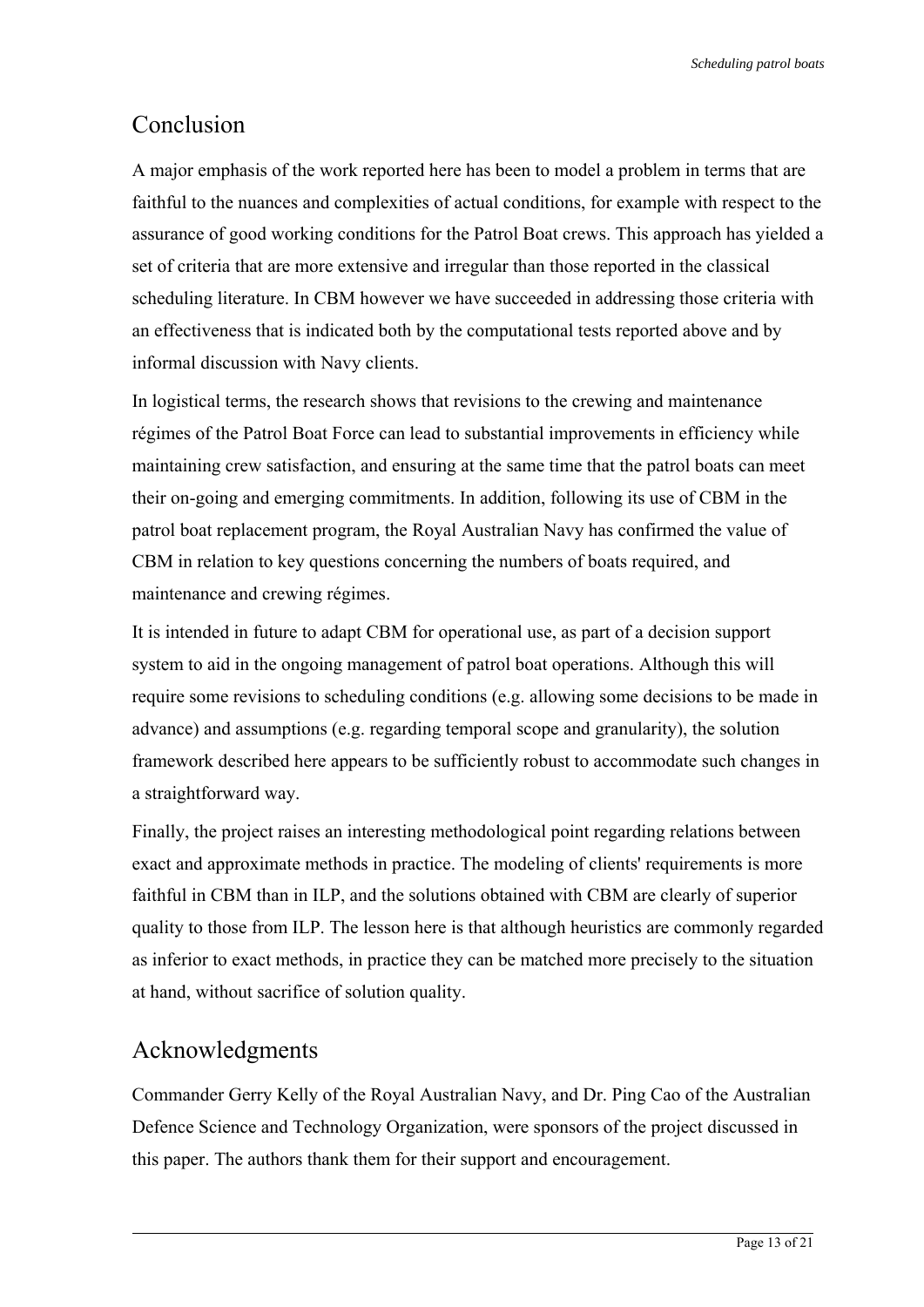## Conclusion

A major emphasis of the work reported here has been to model a problem in terms that are faithful to the nuances and complexities of actual conditions, for example with respect to the assurance of good working conditions for the Patrol Boat crews. This approach has yielded a set of criteria that are more extensive and irregular than those reported in the classical scheduling literature. In CBM however we have succeeded in addressing those criteria with an effectiveness that is indicated both by the computational tests reported above and by informal discussion with Navy clients.

In logistical terms, the research shows that revisions to the crewing and maintenance régimes of the Patrol Boat Force can lead to substantial improvements in efficiency while maintaining crew satisfaction, and ensuring at the same time that the patrol boats can meet their on-going and emerging commitments. In addition, following its use of CBM in the patrol boat replacement program, the Royal Australian Navy has confirmed the value of CBM in relation to key questions concerning the numbers of boats required, and maintenance and crewing régimes.

It is intended in future to adapt CBM for operational use, as part of a decision support system to aid in the ongoing management of patrol boat operations. Although this will require some revisions to scheduling conditions (e.g. allowing some decisions to be made in advance) and assumptions (e.g. regarding temporal scope and granularity), the solution framework described here appears to be sufficiently robust to accommodate such changes in a straightforward way.

Finally, the project raises an interesting methodological point regarding relations between exact and approximate methods in practice. The modeling of clients' requirements is more faithful in CBM than in ILP, and the solutions obtained with CBM are clearly of superior quality to those from ILP. The lesson here is that although heuristics are commonly regarded as inferior to exact methods, in practice they can be matched more precisely to the situation at hand, without sacrifice of solution quality.

## Acknowledgments

Commander Gerry Kelly of the Royal Australian Navy, and Dr. Ping Cao of the Australian Defence Science and Technology Organization, were sponsors of the project discussed in this paper. The authors thank them for their support and encouragement.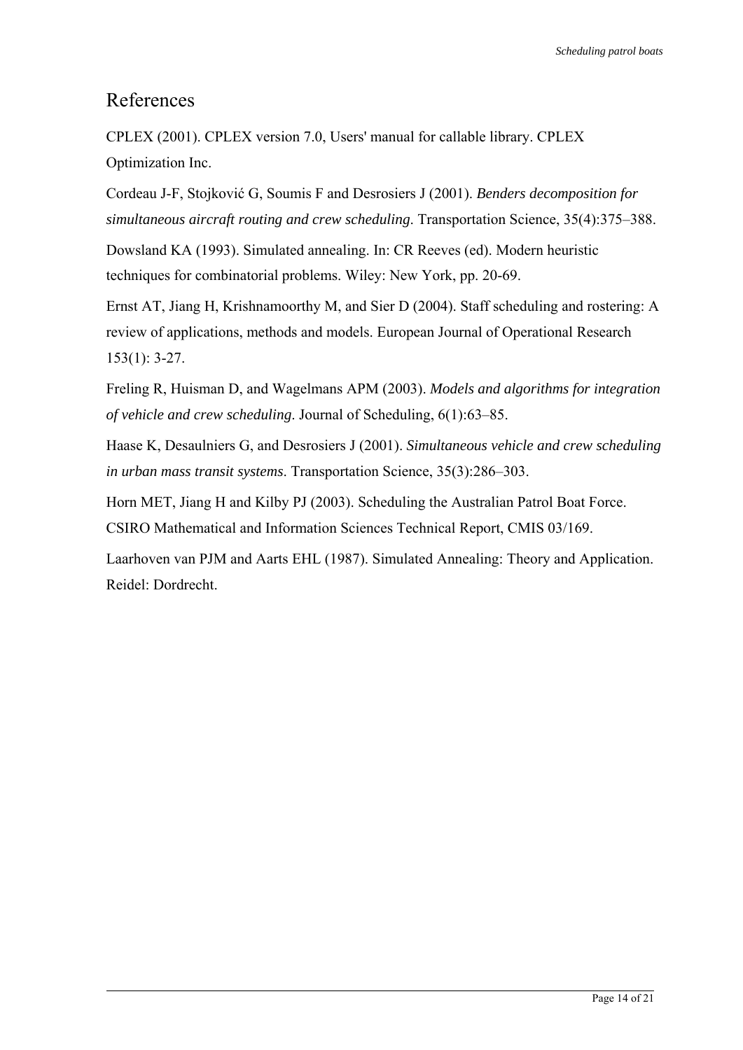# References

CPLEX (2001). CPLEX version 7.0, Users' manual for callable library. CPLEX Optimization Inc.

Cordeau J-F, Stojković G, Soumis F and Desrosiers J (2001). *Benders decomposition for simultaneous aircraft routing and crew scheduling*. Transportation Science, 35(4):375–388.

Dowsland KA (1993). Simulated annealing. In: CR Reeves (ed). Modern heuristic techniques for combinatorial problems. Wiley: New York, pp. 20-69.

Ernst AT, Jiang H, Krishnamoorthy M, and Sier D (2004). Staff scheduling and rostering: A review of applications, methods and models. European Journal of Operational Research 153(1): 3-27.

Freling R, Huisman D, and Wagelmans APM (2003). *Models and algorithms for integration of vehicle and crew scheduling*. Journal of Scheduling, 6(1):63–85.

Haase K, Desaulniers G, and Desrosiers J (2001). *Simultaneous vehicle and crew scheduling in urban mass transit systems*. Transportation Science, 35(3):286–303.

Horn MET, Jiang H and Kilby PJ (2003). Scheduling the Australian Patrol Boat Force. CSIRO Mathematical and Information Sciences Technical Report, CMIS 03/169.

Laarhoven van PJM and Aarts EHL (1987). Simulated Annealing: Theory and Application. Reidel: Dordrecht.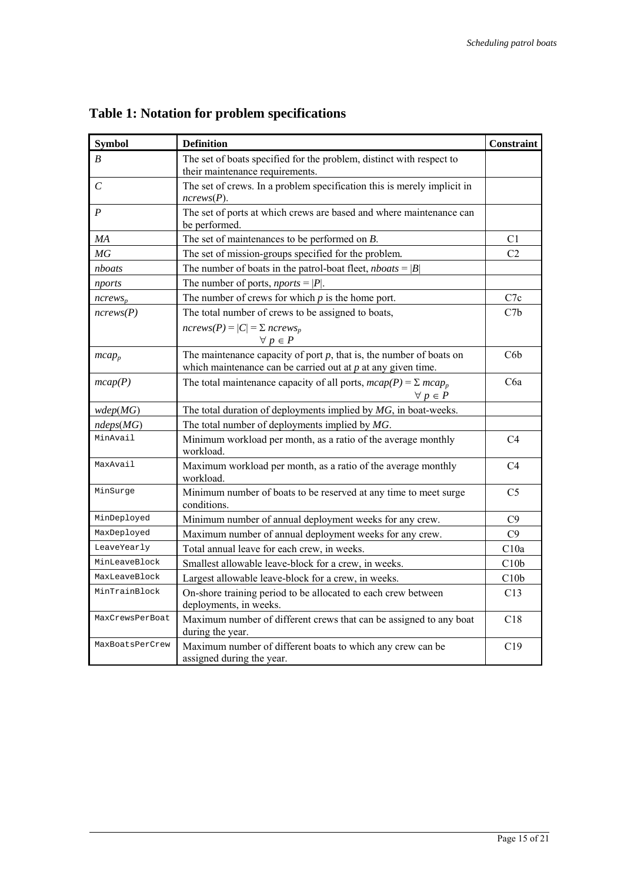## Table 1: Notation for problem specifications

| Symbol | Definition | Constraint |
|---|---|---|
| $B$ | The set of boats specified for the problem, distinct with respect to their maintenance requirements. | |
| $C$ | The set of crews. In a problem specification this is merely implicit in $ncrews(P)$. | |
| $P$ | The set of ports at which crews are based and where maintenance can be performed. | |
| $MA$ | The set of maintenances to be performed on $B$. | C1 |
| $MG$ | The set of mission-groups specified for the problem. | C2 |
| $nboats$ | The number of boats in the patrol-boat fleet, $nboats = \|B\|$ | |
| $nports$ | The number of ports, $nports = \|P\|$. | |
| $ncrews_p$ | The number of crews for which $p$ is the home port. | C7c |
| $ncrews(P)$ | The total number of crews to be assigned to boats, $ncrews(P) = \|C\| = \Sigma_{\forall p \in P} ncrews_p$ | C7b |
| $mcap_p$ | The maintenance capacity of port $p$, that is, the number of boats on which maintenance can be carried out at $p$ at any given time. | C6b |
| $mcap(P)$ | The total maintenance capacity of all ports, $mcap(P) = \Sigma_{\forall p \in P} mcap_p$ | C6a |
| $wdep(MG)$ | The total duration of deployments implied by $MG$, in boat-weeks. | |
| $ndeps(MG)$ | The total number of deployments implied by $MG$. | |
| MinAvail | Minimum workload per month, as a ratio of the average monthly workload. | C4 |
| MaxAvail | Maximum workload per month, as a ratio of the average monthly workload. | C4 |
| MinSurge | Minimum number of boats to be reserved at any time to meet surge conditions. | C5 |
| MinDeployed | Minimum number of annual deployment weeks for any crew. | C9 |
| MaxDeployed | Maximum number of annual deployment weeks for any crew. | C9 |
| LeaveYearly | Total annual leave for each crew, in weeks. | C10a |
| MinLeaveBlock | Smallest allowable leave-block for a crew, in weeks. | C10b |
| MaxLeaveBlock | Largest allowable leave-block for a crew, in weeks. | C10b |
| MinTrainBlock | On-shore training period to be allocated to each crew between deployments, in weeks. | C13 |
| MaxCrewsPerBoat | Maximum number of different crews that can be assigned to any boat during the year. | C18 |
| MaxBoatsPerCrew | Maximum number of different boats to which any crew can be assigned during the year. | C19 |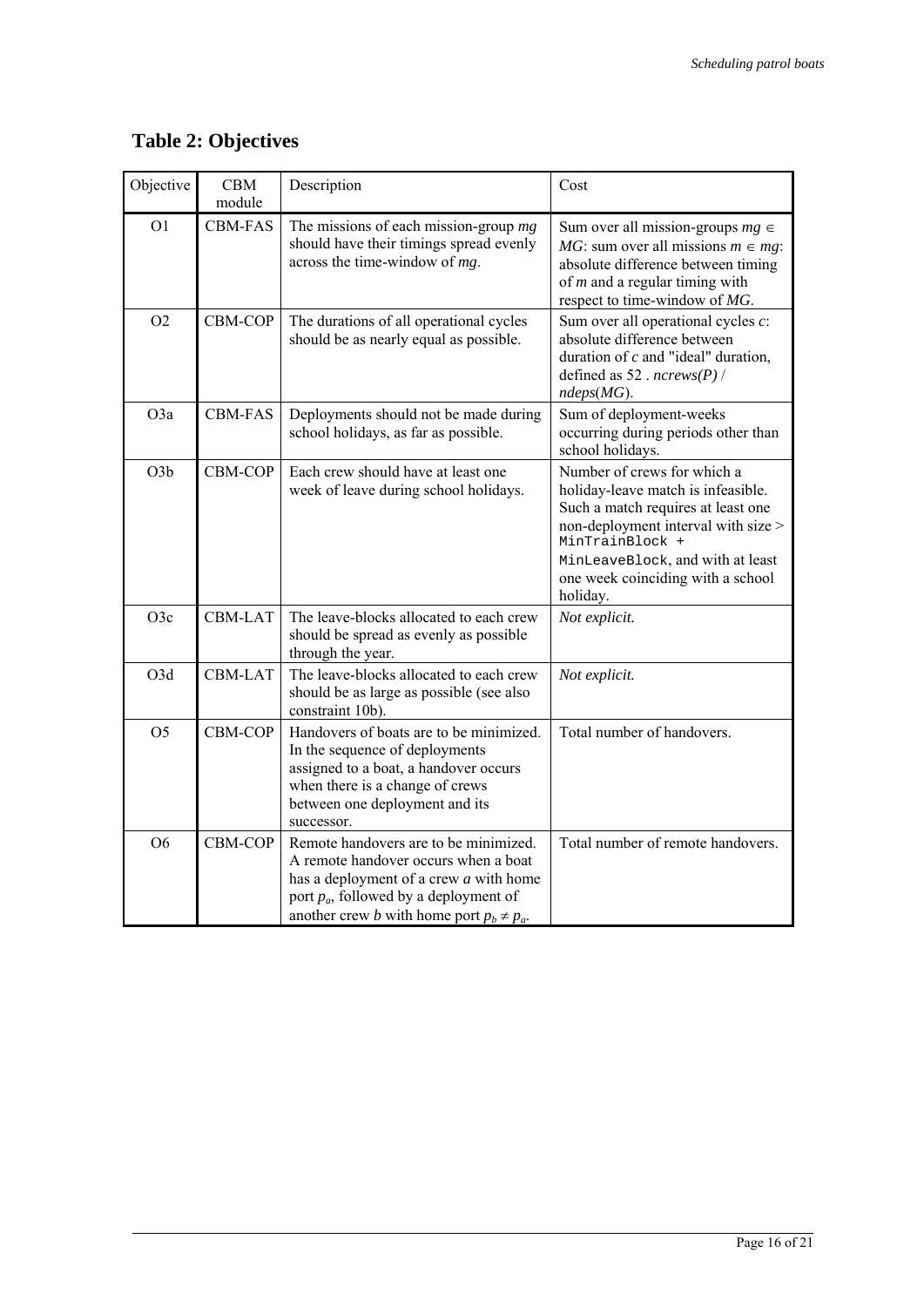## Table 2: Objectives

| Objective | CBM module | Description | Cost |
|---|---|---|---|
| O1 | CBM-FAS | The missions of each mission-group *mg* should have their timings spread evenly across the time-window of *mg*. | Sum over all mission-groups $mg \in MG$: sum over all missions $m \in mg$: absolute difference between timing of *m* and a regular timing with respect to time-window of *MG*. |
| O2 | CBM-COP | The durations of all operational cycles should be as nearly equal as possible. | Sum over all operational cycles *c*: absolute difference between duration of *c* and "ideal" duration, defined as $52 \cdot ncrews(P) / ndeps(MG)$. |
| O3a | CBM-FAS | Deployments should not be made during school holidays, as far as possible. | Sum of deployment-weeks occurring during periods other than school holidays. |
| O3b | CBM-COP | Each crew should have at least one week of leave during school holidays. | Number of crews for which a holiday-leave match is infeasible. Such a match requires at least one non-deployment interval with size > `MinTrainBlock + MinLeaveBlock`, and with at least one week coinciding with a school holiday. |
| O3c | CBM-LAT | The leave-blocks allocated to each crew should be spread as evenly as possible through the year. | *Not explicit.* |
| O3d | CBM-LAT | The leave-blocks allocated to each crew should be as large as possible (see also constraint 10b). | *Not explicit.* |
| O5 | CBM-COP | Handovers of boats are to be minimized. In the sequence of deployments assigned to a boat, a handover occurs when there is a change of crews between one deployment and its successor. | Total number of handovers. |
| O6 | CBM-COP | Remote handovers are to be minimized. A remote handover occurs when a boat has a deployment of a crew *a* with home port $p_a$, followed by a deployment of another crew *b* with home port $p_b \neq p_a$. | Total number of remote handovers. |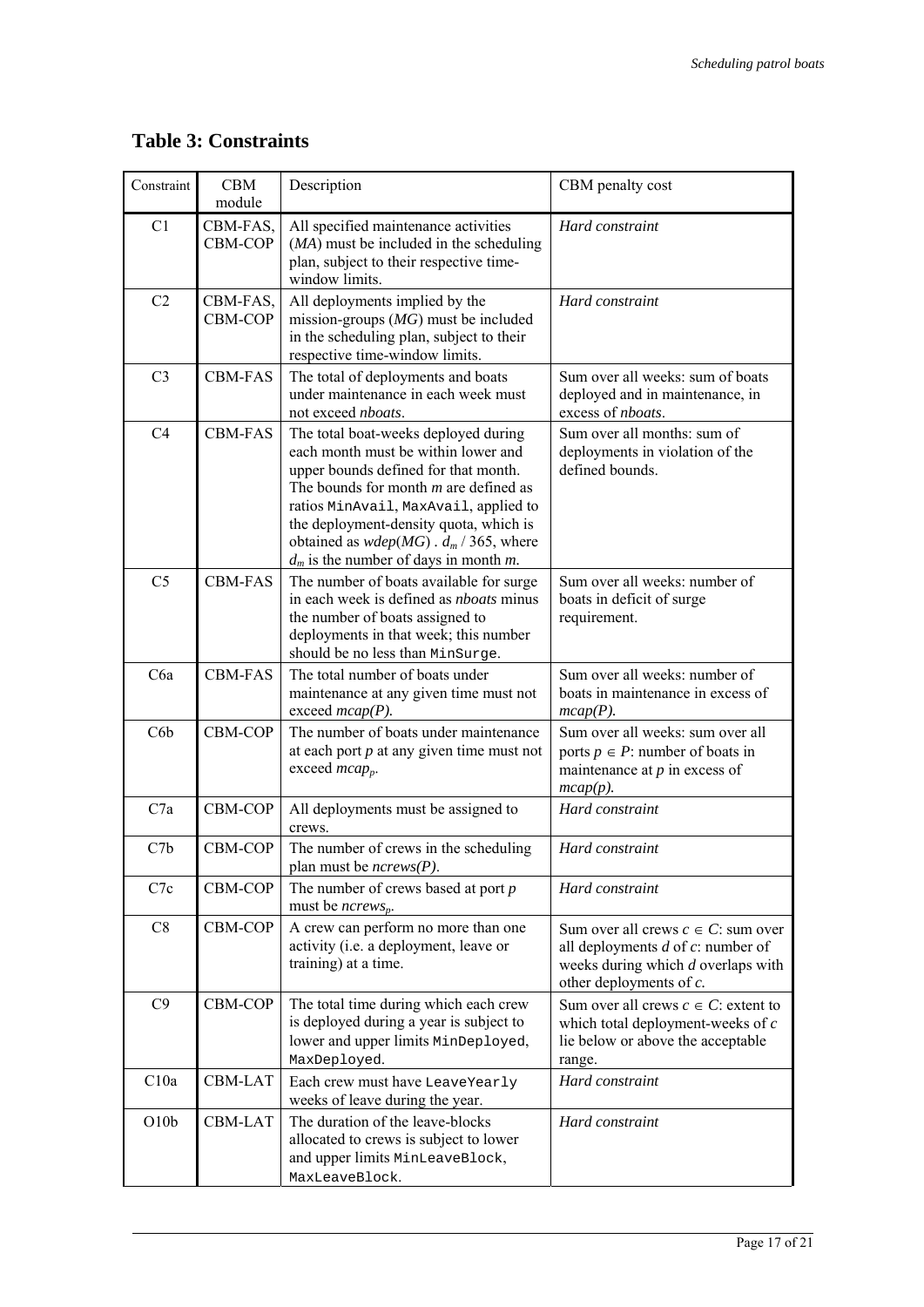## Table 3: Constraints

| Constraint | CBM module | Description | CBM penalty cost |
|---|---|---|---|
| C1 | CBM-FAS, CBM-COP | All specified maintenance activities (*MA*) must be included in the scheduling plan, subject to their respective time-window limits. | *Hard constraint* |
| C2 | CBM-FAS, CBM-COP | All deployments implied by the mission-groups (*MG*) must be included in the scheduling plan, subject to their respective time-window limits. | *Hard constraint* |
| C3 | CBM-FAS | The total of deployments and boats under maintenance in each week must not exceed *nboats*. | Sum over all weeks: sum of boats deployed and in maintenance, in excess of *nboats*. |
| C4 | CBM-FAS | The total boat-weeks deployed during each month must be within lower and upper bounds defined for that month. The bounds for month *m* are defined as ratios `MinAvail`, `MaxAvail`, applied to the deployment-density quota, which is obtained as $wdep(MG)\ .\ d_m / 365$, where $d_m$ is the number of days in month *m*. | Sum over all months: sum of deployments in violation of the defined bounds. |
| C5 | CBM-FAS | The number of boats available for surge in each week is defined as *nboats* minus the number of boats assigned to deployments in that week; this number should be no less than `MinSurge`. | Sum over all weeks: number of boats in deficit of surge requirement. |
| C6a | CBM-FAS | The total number of boats under maintenance at any given time must not exceed *mcap(P).* | Sum over all weeks: number of boats in maintenance in excess of *mcap(P).* |
| C6b | CBM-COP | The number of boats under maintenance at each port *p* at any given time must not exceed $mcap_p$. | Sum over all weeks: sum over all ports $p \in P$: number of boats in maintenance at *p* in excess of *mcap(p).* |
| C7a | CBM-COP | All deployments must be assigned to crews. | *Hard constraint* |
| C7b | CBM-COP | The number of crews in the scheduling plan must be *ncrews(P)*. | *Hard constraint* |
| C7c | CBM-COP | The number of crews based at port *p* must be $ncrews_p$. | *Hard constraint* |
| C8 | CBM-COP | A crew can perform no more than one activity (i.e. a deployment, leave or training) at a time. | Sum over all crews $c \in C$: sum over all deployments *d* of *c*: number of weeks during which *d* overlaps with other deployments of *c.* |
| C9 | CBM-COP | The total time during which each crew is deployed during a year is subject to lower and upper limits `MinDeployed`, `MaxDeployed`. | Sum over all crews $c \in C$: extent to which total deployment-weeks of *c* lie below or above the acceptable range. |
| C10a | CBM-LAT | Each crew must have `LeaveYearly` weeks of leave during the year. | *Hard constraint* |
| O10b | CBM-LAT | The duration of the leave-blocks allocated to crews is subject to lower and upper limits `MinLeaveBlock`, `MaxLeaveBlock`. | *Hard constraint* |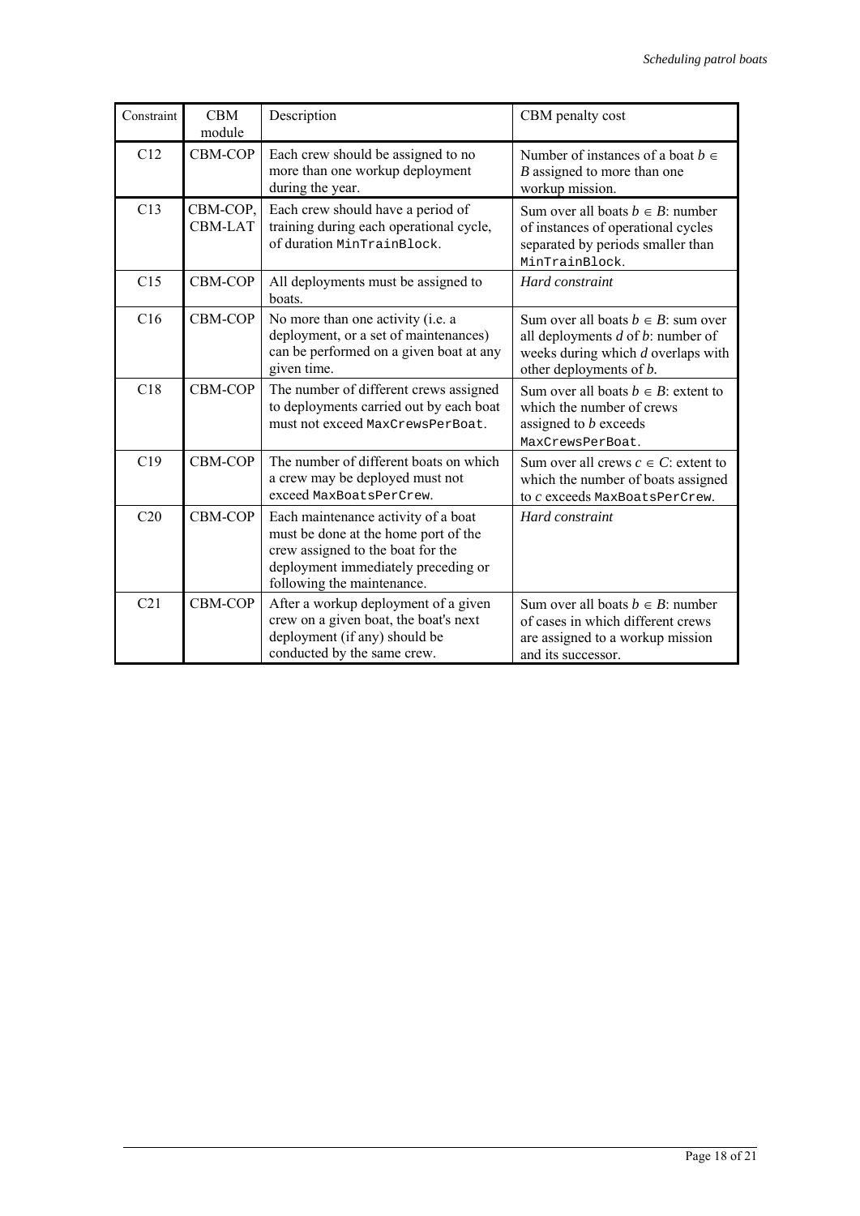| Constraint | CBM module | Description | CBM penalty cost |
|---|---|---|---|
| C12 | CBM-COP | Each crew should be assigned to no more than one workup deployment during the year. | Number of instances of a boat $b \in B$ assigned to more than one workup mission. |
| C13 | CBM-COP, CBM-LAT | Each crew should have a period of training during each operational cycle, of duration `MinTrainBlock`. | Sum over all boats $b \in B$: number of instances of operational cycles separated by periods smaller than `MinTrainBlock`. |
| C15 | CBM-COP | All deployments must be assigned to boats. | *Hard constraint* |
| C16 | CBM-COP | No more than one activity (i.e. a deployment, or a set of maintenances) can be performed on a given boat at any given time. | Sum over all boats $b \in B$: sum over all deployments $d$ of $b$: number of weeks during which $d$ overlaps with other deployments of $b$. |
| C18 | CBM-COP | The number of different crews assigned to deployments carried out by each boat must not exceed `MaxCrewsPerBoat`. | Sum over all boats $b \in B$: extent to which the number of crews assigned to $b$ exceeds `MaxCrewsPerBoat`. |
| C19 | CBM-COP | The number of different boats on which a crew may be deployed must not exceed `MaxBoatsPerCrew`. | Sum over all crews $c \in C$: extent to which the number of boats assigned to $c$ exceeds `MaxBoatsPerCrew`. |
| C20 | CBM-COP | Each maintenance activity of a boat must be done at the home port of the crew assigned to the boat for the deployment immediately preceding or following the maintenance. | *Hard constraint* |
| C21 | CBM-COP | After a workup deployment of a given crew on a given boat, the boat's next deployment (if any) should be conducted by the same crew. | Sum over all boats $b \in B$: number of cases in which different crews are assigned to a workup mission and its successor. |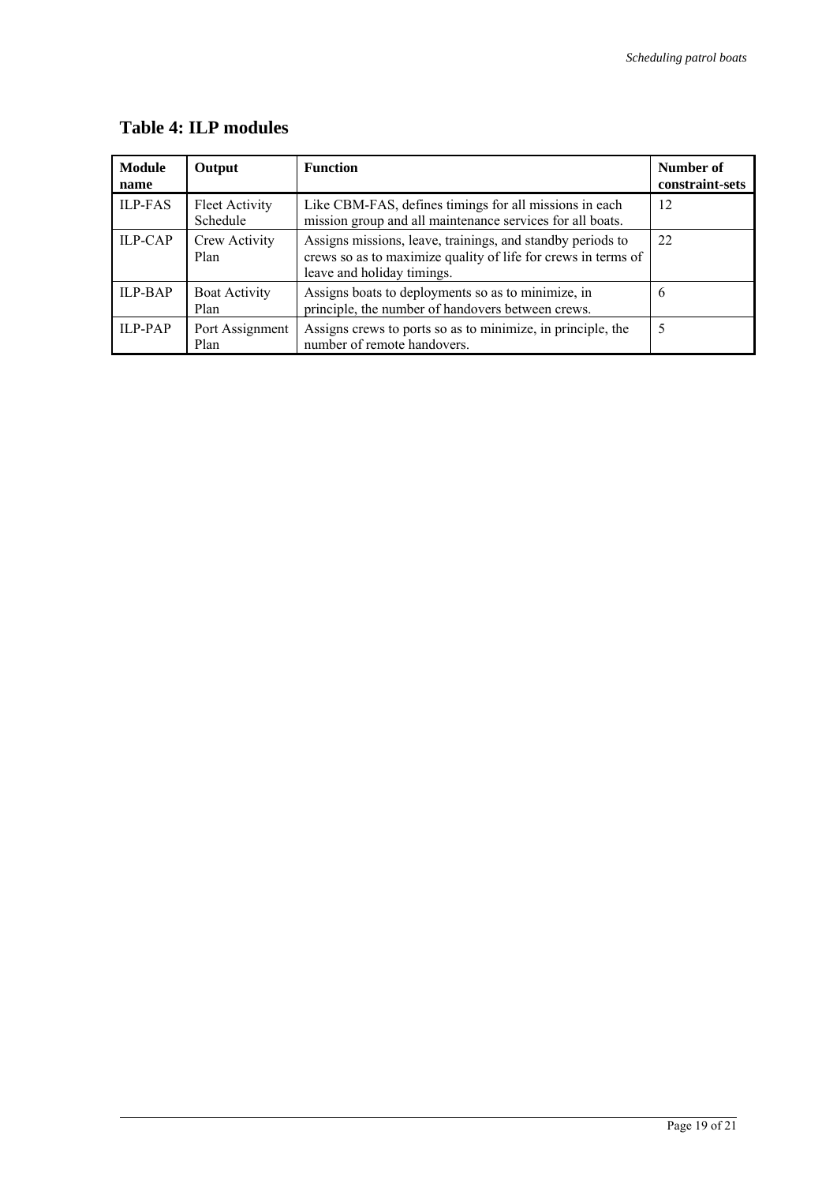## Table 4: ILP modules

| Module name | Output | Function | Number of constraint-sets |
|---|---|---|---|
| ILP-FAS | Fleet Activity Schedule | Like CBM-FAS, defines timings for all missions in each mission group and all maintenance services for all boats. | 12 |
| ILP-CAP | Crew Activity Plan | Assigns missions, leave, trainings, and standby periods to crews so as to maximize quality of life for crews in terms of leave and holiday timings. | 22 |
| ILP-BAP | Boat Activity Plan | Assigns boats to deployments so as to minimize, in principle, the number of handovers between crews. | 6 |
| ILP-PAP | Port Assignment Plan | Assigns crews to ports so as to minimize, in principle, the number of remote handovers. | 5 |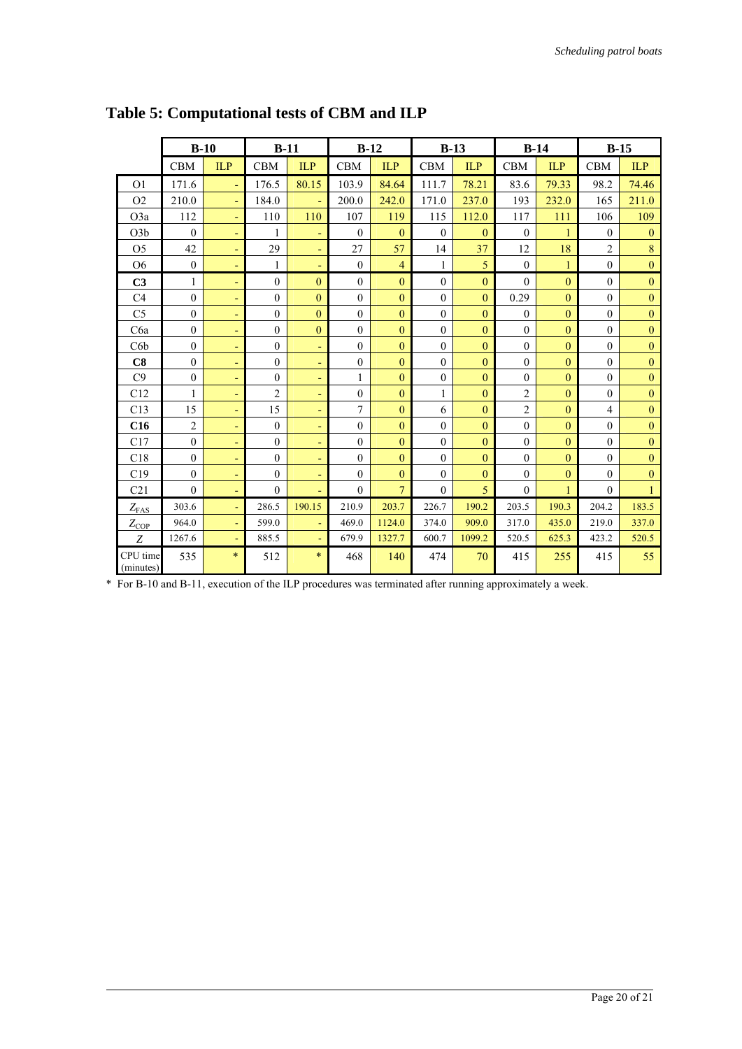# Table 5: Computational tests of CBM and ILP

| | B-10 | | B-11 | | B-12 | | B-13 | | B-14 | | B-15 | |
|---|---|---|---|---|---|---|---|---|---|---|---|---|
| | CBM | ILP | CBM | ILP | CBM | ILP | CBM | ILP | CBM | ILP | CBM | ILP |
| O1 | 171.6 | - | 176.5 | 80.15 | 103.9 | 84.64 | 111.7 | 78.21 | 83.6 | 79.33 | 98.2 | 74.46 |
| O2 | 210.0 | - | 184.0 | - | 200.0 | 242.0 | 171.0 | 237.0 | 193 | 232.0 | 165 | 211.0 |
| O3a | 112 | - | 110 | 110 | 107 | 119 | 115 | 112.0 | 117 | 111 | 106 | 109 |
| O3b | 0 | - | 1 | - | 0 | 0 | 0 | 0 | 0 | 1 | 0 | 0 |
| O5 | 42 | - | 29 | - | 27 | 57 | 14 | 37 | 12 | 18 | 2 | 8 |
| O6 | 0 | - | 1 | - | 0 | 4 | 1 | 5 | 0 | 1 | 0 | 0 |
| **C3** | 1 | - | 0 | 0 | 0 | 0 | 0 | 0 | 0 | 0 | 0 | 0 |
| C4 | 0 | - | 0 | 0 | 0 | 0 | 0 | 0 | 0.29 | 0 | 0 | 0 |
| C5 | 0 | - | 0 | 0 | 0 | 0 | 0 | 0 | 0 | 0 | 0 | 0 |
| C6a | 0 | - | 0 | 0 | 0 | 0 | 0 | 0 | 0 | 0 | 0 | 0 |
| C6b | 0 | - | 0 | - | 0 | 0 | 0 | 0 | 0 | 0 | 0 | 0 |
| **C8** | 0 | - | 0 | - | 0 | 0 | 0 | 0 | 0 | 0 | 0 | 0 |
| C9 | 0 | - | 0 | - | 1 | 0 | 0 | 0 | 0 | 0 | 0 | 0 |
| C12 | 1 | - | 2 | - | 0 | 0 | 1 | 0 | 2 | 0 | 0 | 0 |
| C13 | 15 | - | 15 | - | 7 | 0 | 6 | 0 | 2 | 0 | 4 | 0 |
| **C16** | 2 | - | 0 | - | 0 | 0 | 0 | 0 | 0 | 0 | 0 | 0 |
| C17 | 0 | - | 0 | - | 0 | 0 | 0 | 0 | 0 | 0 | 0 | 0 |
| C18 | 0 | - | 0 | - | 0 | 0 | 0 | 0 | 0 | 0 | 0 | 0 |
| C19 | 0 | - | 0 | - | 0 | 0 | 0 | 0 | 0 | 0 | 0 | 0 |
| C21 | 0 | - | 0 | - | 0 | 7 | 0 | 5 | 0 | 1 | 0 | 1 |
| $Z_{FAS}$ | 303.6 | - | 286.5 | 190.15 | 210.9 | 203.7 | 226.7 | 190.2 | 203.5 | 190.3 | 204.2 | 183.5 |
| $Z_{COP}$ | 964.0 | - | 599.0 | - | 469.0 | 1124.0 | 374.0 | 909.0 | 317.0 | 435.0 | 219.0 | 337.0 |
| $Z$ | 1267.6 | - | 885.5 | - | 679.9 | 1327.7 | 600.7 | 1099.2 | 520.5 | 625.3 | 423.2 | 520.5 |
| CPU time (minutes) | 535 | * | 512 | * | 468 | 140 | 474 | 70 | 415 | 255 | 415 | 55 |

\* For B-10 and B-11, execution of the ILP procedures was terminated after running approximately a week.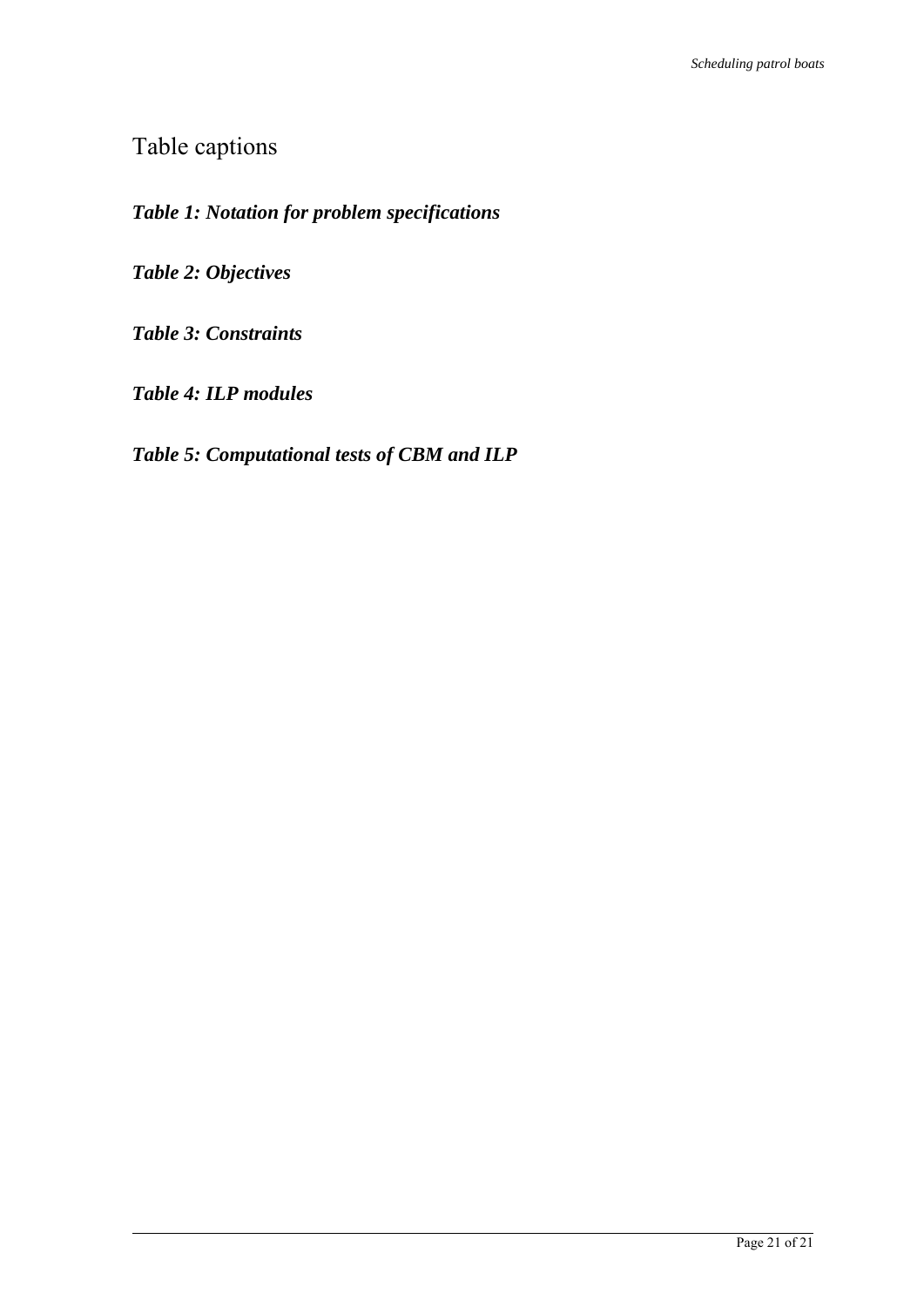# Table captions

***Table 1: Notation for problem specifications***

***Table 2: Objectives***

***Table 3: Constraints***

***Table 4: ILP modules***

***Table 5: Computational tests of CBM and ILP***